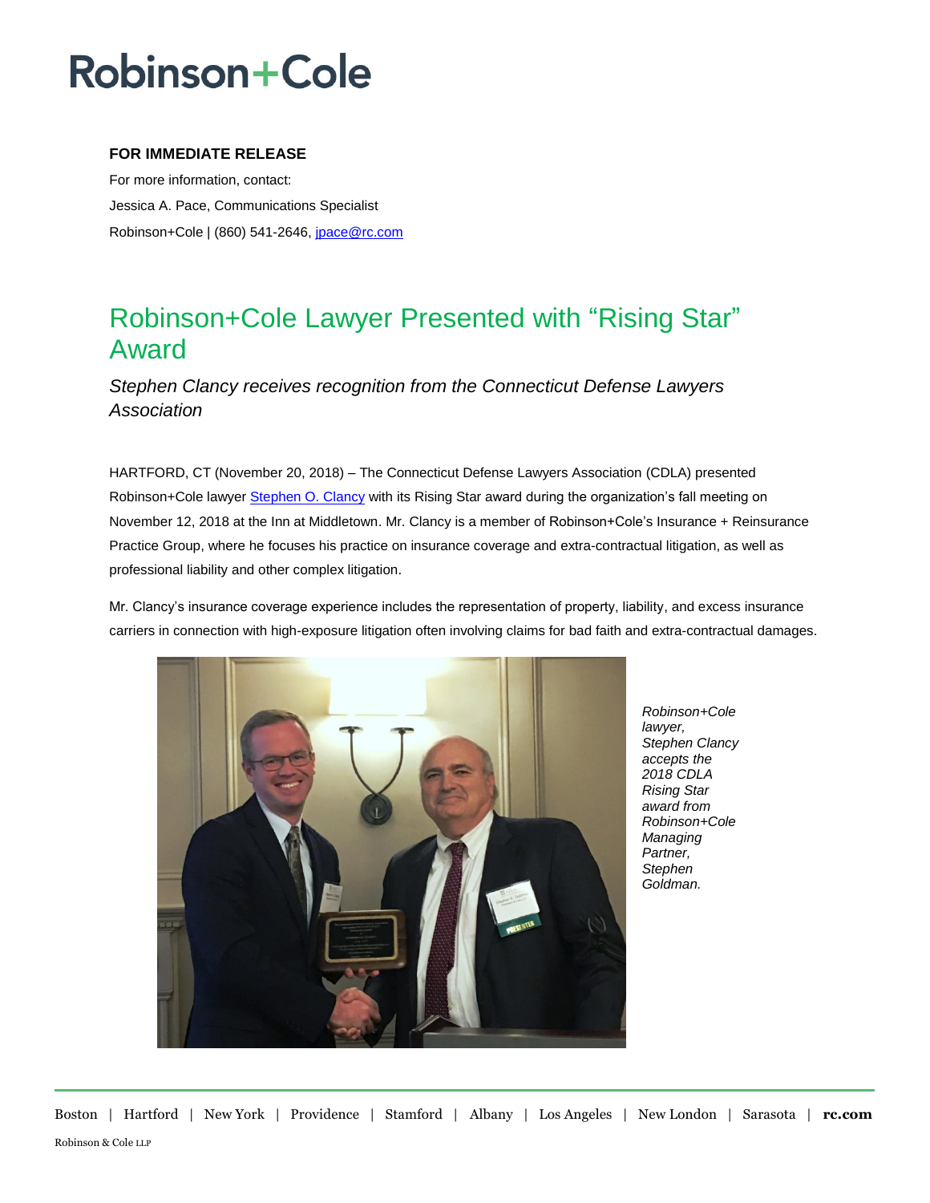# Robinson+Cole

**FOR IMMEDIATE RELEASE**

For more information, contact:

Jessica A. Pace, Communications Specialist

Robinson+Cole | (860) 541-2646, jpace@rc.com

## Robinson+Cole Lawyer Presented with "Rising Star" Award

*Stephen Clancy receives recognition from the Connecticut Defense Lawyers Association*

HARTFORD, CT (November 20, 2018) – The Connecticut Defense Lawyers Association (CDLA) presented Robinson+Cole lawyer Stephen O. Clancy with its Rising Star award during the organization's fall meeting on November 12, 2018 at the Inn at Middletown. Mr. Clancy is a member of Robinson+Cole's Insurance + Reinsurance Practice Group, where he focuses his practice on insurance coverage and extra-contractual litigation, as well as professional liability and other complex litigation.

Mr. Clancy's insurance coverage experience includes the representation of property, liability, and excess insurance carriers in connection with high-exposure litigation often involving claims for bad faith and extra-contractual damages.

*Robinson+Cole lawyer, Stephen Clancy accepts the 2018 CDLA Rising Star award from Robinson+Cole Managing Partner, Stephen Goldman.*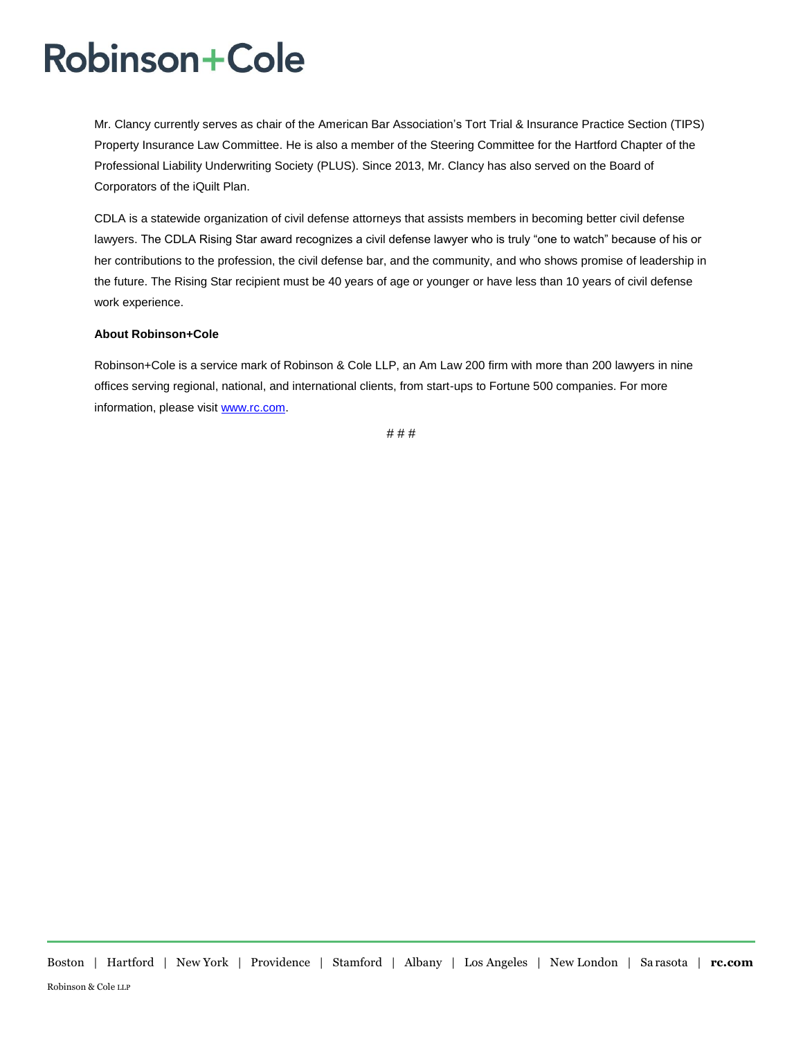Mr. Clancy currently serves as chair of the American Bar Association's Tort Trial & Insurance Practice Section (TIPS) Property Insurance Law Committee. He is also a member of the Steering Committee for the Hartford Chapter of the Professional Liability Underwriting Society (PLUS). Since 2013, Mr. Clancy has also served on the Board of Corporators of the iQuilt Plan.

CDLA is a statewide organization of civil defense attorneys that assists members in becoming better civil defense lawyers. The CDLA Rising Star award recognizes a civil defense lawyer who is truly "one to watch" because of his or her contributions to the profession, the civil defense bar, and the community, and who shows promise of leadership in the future. The Rising Star recipient must be 40 years of age or younger or have less than 10 years of civil defense work experience.

**About Robinson+Cole**

Robinson+Cole is a service mark of Robinson & Cole LLP, an Am Law 200 firm with more than 200 lawyers in nine offices serving regional, national, and international clients, from start-ups to Fortune 500 companies. For more information, please visit [www.rc.com](http://www.rc.com).

# # #